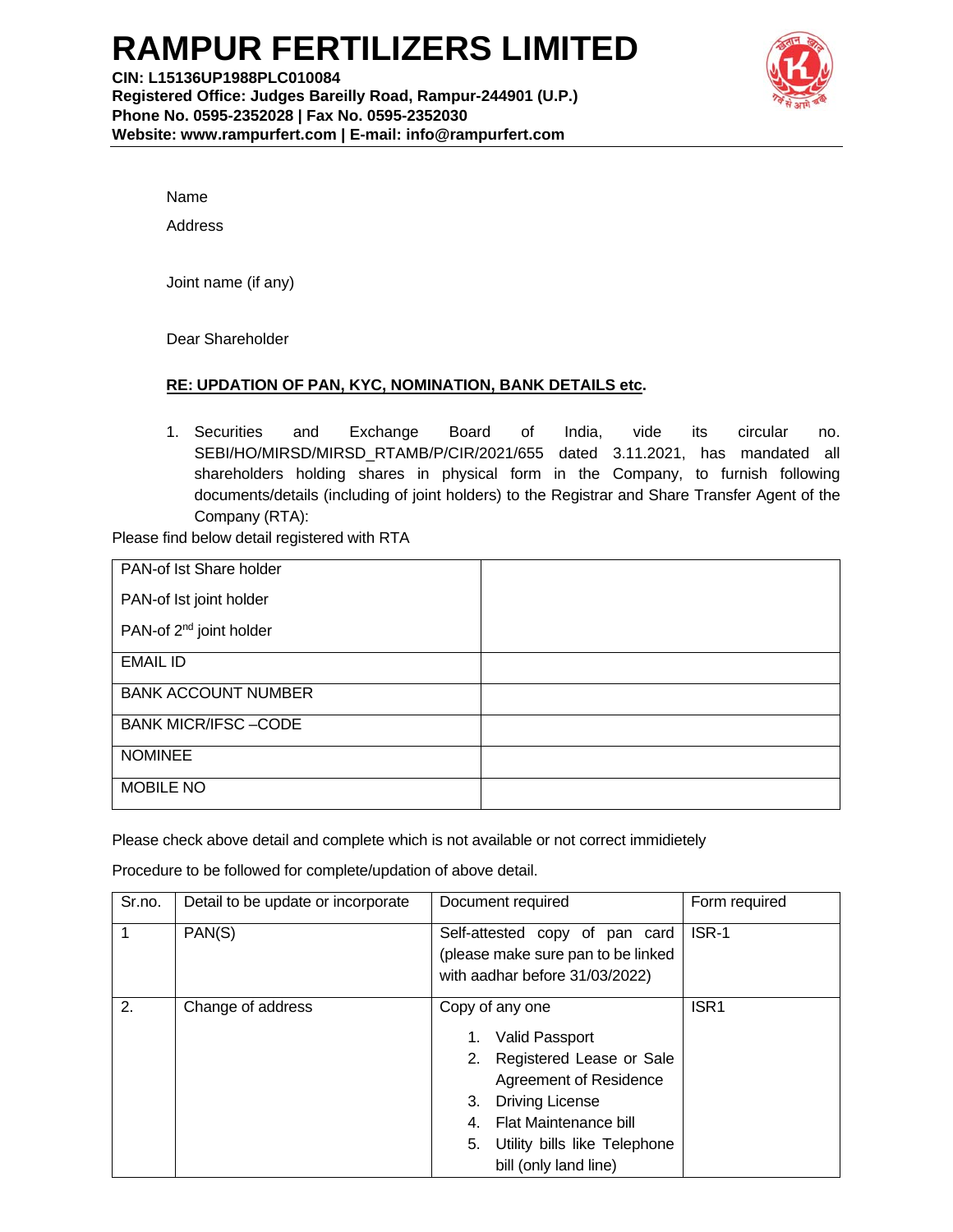# RAMPUR FERTILIZERS LIMITED

**CIN: L15136UP1988PLC010084**
**Registered Office: Judges Bareilly Road, Rampur-244901 (U.P.)**
**Phone No. 0595-2352028 | Fax No. 0595-2352030**
**Website: www.rampurfert.com | E-mail: info@rampurfert.com**

Name

Address

Joint name (if any)

Dear Shareholder

**RE: UPDATION OF PAN, KYC, NOMINATION, BANK DETAILS etc.**

1. Securities and Exchange Board of India, vide its circular no. SEBI/HO/MIRSD/MIRSD_RTAMB/P/CIR/2021/655 dated 3.11.2021, has mandated all shareholders holding shares in physical form in the Company, to furnish following documents/details (including of joint holders) to the Registrar and Share Transfer Agent of the Company (RTA):

Please find below detail registered with RTA

| | |
|---|---|
| PAN-of Ist Share holder<br>PAN-of Ist joint holder<br>PAN-of 2nd joint holder | |
| EMAIL ID | |
| BANK ACCOUNT NUMBER | |
| BANK MICR/IFSC –CODE | |
| NOMINEE | |
| MOBILE NO | |

Please check above detail and complete which is not available or not correct immidietely

Procedure to be followed for complete/updation of above detail.

| Sr.no. | Detail to be update or incorporate | Document required | Form required |
|---|---|---|---|
| 1 | PAN(S) | Self-attested copy of pan card (please make sure pan to be linked with aadhar before 31/03/2022) | ISR-1 |
| 2. | Change of address | Copy of any one<br>1. Valid Passport<br>2. Registered Lease or Sale Agreement of Residence<br>3. Driving License<br>4. Flat Maintenance bill<br>5. Utility bills like Telephone bill (only land line) | ISR1 |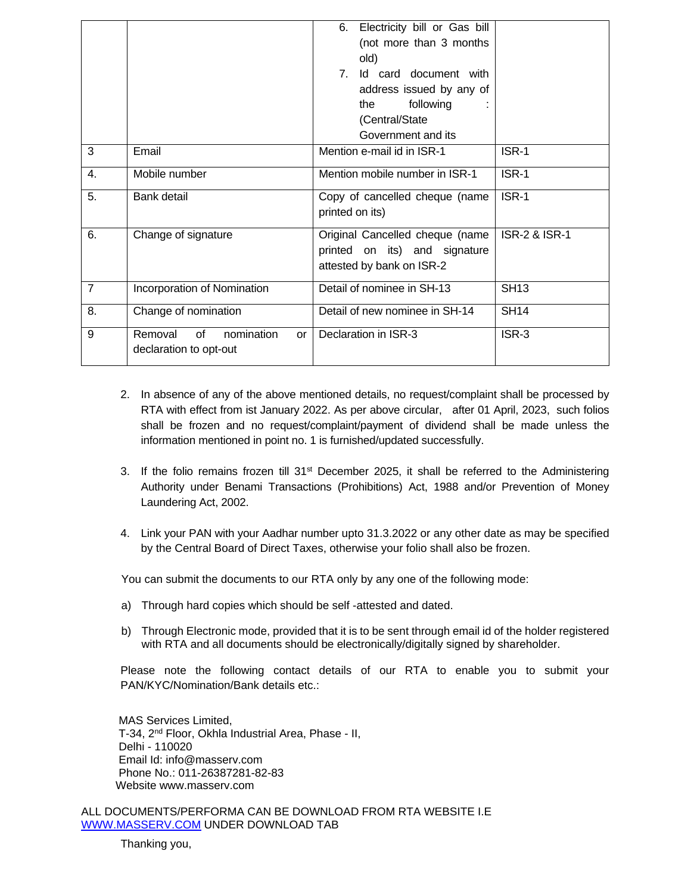| | | | |
|---|---|---|---|
| | | 6. Electricity bill or Gas bill (not more than 3 months old)<br>7. Id card document with address issued by any of the following : (Central/State Government and its | |
| 3 | Email | Mention e-mail id in ISR-1 | ISR-1 |
| 4. | Mobile number | Mention mobile number in ISR-1 | ISR-1 |
| 5. | Bank detail | Copy of cancelled cheque (name printed on its) | ISR-1 |
| 6. | Change of signature | Original Cancelled cheque (name printed on its) and signature attested by bank on ISR-2 | ISR-2 & ISR-1 |
| 7 | Incorporation of Nomination | Detail of nominee in SH-13 | SH13 |
| 8. | Change of nomination | Detail of new nominee in SH-14 | SH14 |
| 9 | Removal of nomination or declaration to opt-out | Declaration in ISR-3 | ISR-3 |

2. In absence of any of the above mentioned details, no request/complaint shall be processed by RTA with effect from ist January 2022. As per above circular, after 01 April, 2023, such folios shall be frozen and no request/complaint/payment of dividend shall be made unless the information mentioned in point no. 1 is furnished/updated successfully.

3. If the folio remains frozen till 31st December 2025, it shall be referred to the Administering Authority under Benami Transactions (Prohibitions) Act, 1988 and/or Prevention of Money Laundering Act, 2002.

4. Link your PAN with your Aadhar number upto 31.3.2022 or any other date as may be specified by the Central Board of Direct Taxes, otherwise your folio shall also be frozen.

You can submit the documents to our RTA only by any one of the following mode:

a) Through hard copies which should be self -attested and dated.

b) Through Electronic mode, provided that it is to be sent through email id of the holder registered with RTA and all documents should be electronically/digitally signed by shareholder.

Please note the following contact details of our RTA to enable you to submit your PAN/KYC/Nomination/Bank details etc.:

MAS Services Limited,
T-34, 2nd Floor, Okhla Industrial Area, Phase - II,
Delhi - 110020
Email Id: info@masserv.com
Phone No.: 011-26387281-82-83
Website www.masserv.com

ALL DOCUMENTS/PERFORMA CAN BE DOWNLOAD FROM RTA WEBSITE I.E WWW.MASSERV.COM UNDER DOWNLOAD TAB

Thanking you,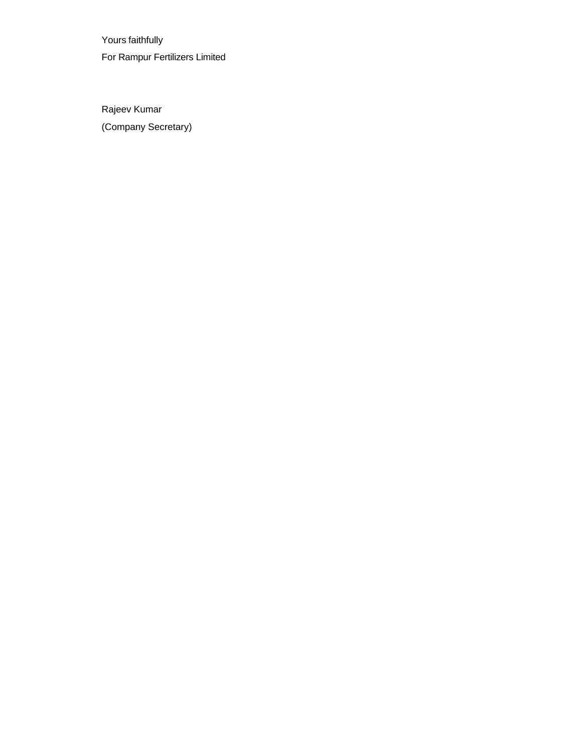Yours faithfully

For Rampur Fertilizers Limited

Rajeev Kumar

(Company Secretary)